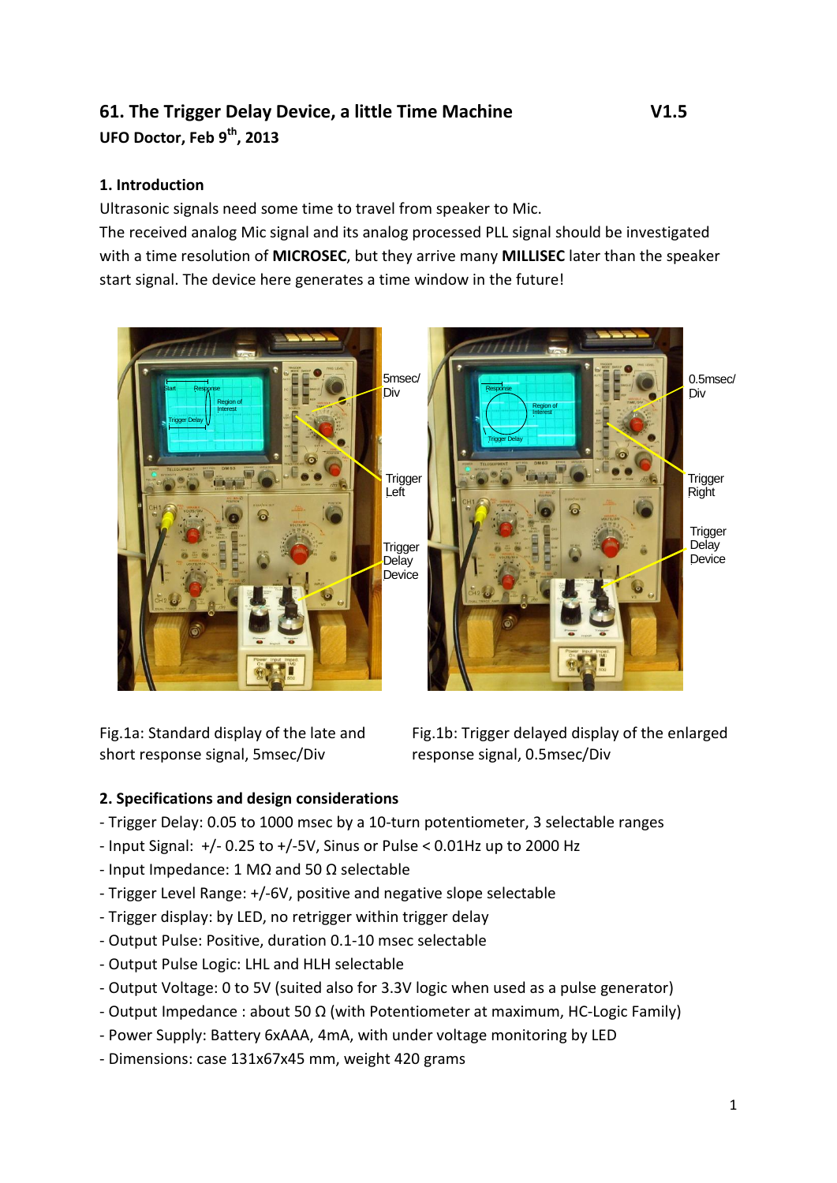# 61. The Trigger Delay Device, a little Time Machine V1.5

**UFO Doctor, Feb 9th, 2013**

## 1. Introduction

Ultrasonic signals need some time to travel from speaker to Mic.
The received analog Mic signal and its analog processed PLL signal should be investigated with a time resolution of **MICROSEC**, but they arrive many **MILLISEC** later than the speaker start signal. The device here generates a time window in the future!

Fig.1a: Standard display of the late and short response signal, 5msec/Div

Fig.1b: Trigger delayed display of the enlarged response signal, 0.5msec/Div

## 2. Specifications and design considerations

- Trigger Delay: 0.05 to 1000 msec by a 10-turn potentiometer, 3 selectable ranges
- Input Signal: +/- 0.25 to +/-5V, Sinus or Pulse < 0.01Hz up to 2000 Hz
- Input Impedance: 1 MΩ and 50 Ω selectable
- Trigger Level Range: +/-6V, positive and negative slope selectable
- Trigger display: by LED, no retrigger within trigger delay
- Output Pulse: Positive, duration 0.1-10 msec selectable
- Output Pulse Logic: LHL and HLH selectable
- Output Voltage: 0 to 5V (suited also for 3.3V logic when used as a pulse generator)
- Output Impedance : about 50 Ω (with Potentiometer at maximum, HC-Logic Family)
- Power Supply: Battery 6xAAA, 4mA, with under voltage monitoring by LED
- Dimensions: case 131x67x45 mm, weight 420 grams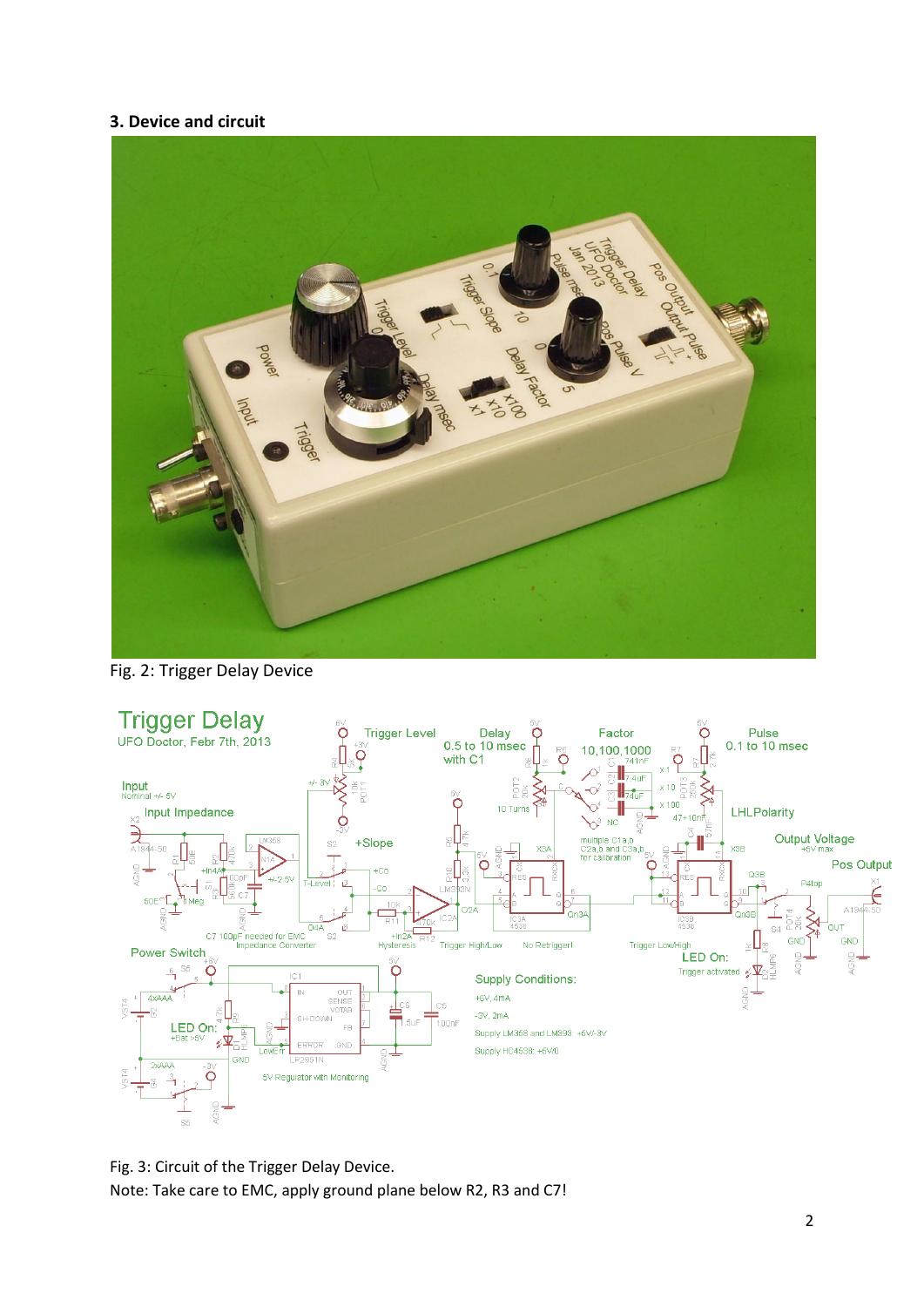### 3. Device and circuit

Fig. 2: Trigger Delay Device

Fig. 3: Circuit of the Trigger Delay Device.

Note: Take care to EMC, apply ground plane below R2, R3 and C7!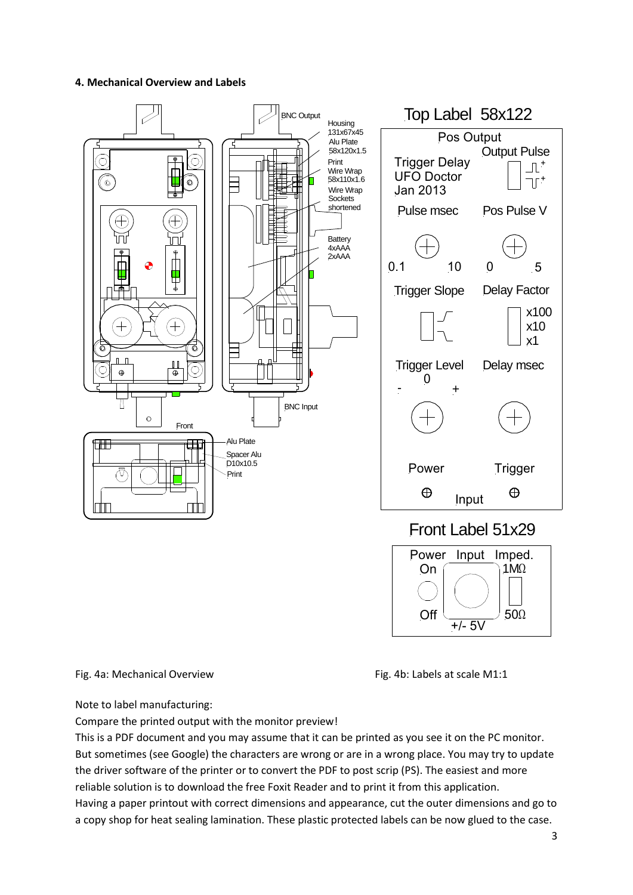**4. Mechanical Overview and Labels**

BNC Output

Housing 131x67x45

Alu Plate 58x120x1.5

Print Wire Wrap 58x110x1.6

Wire Wrap Sockets shortened

Battery 4xAAA 2xAAA

BNC Input

Front

Alu Plate

Spacer Alu D10x10.5

Print

Top Label 58x122

Pos Output

Trigger Delay UFO Doctor Jan 2013

Output Pulse

Pulse msec — 0.1 … 10

Pos Pulse V — 0 … 5

Trigger Slope

Delay Factor — x100, x10, x1

Trigger Level — 0, -, +

Delay msec

Power — Input — Trigger

Front Label 51x29

Power On / Off — Input +/- 5V — Imped. 1MΩ / 50Ω

Fig. 4a: Mechanical Overview

Fig. 4b: Labels at scale M1:1

Note to label manufacturing:

Compare the printed output with the monitor preview!

This is a PDF document and you may assume that it can be printed as you see it on the PC monitor. But sometimes (see Google) the characters are wrong or are in a wrong place. You may try to update the driver software of the printer or to convert the PDF to post scrip (PS). The easiest and more reliable solution is to download the free Foxit Reader and to print it from this application.

Having a paper printout with correct dimensions and appearance, cut the outer dimensions and go to a copy shop for heat sealing lamination. These plastic protected labels can be now glued to the case.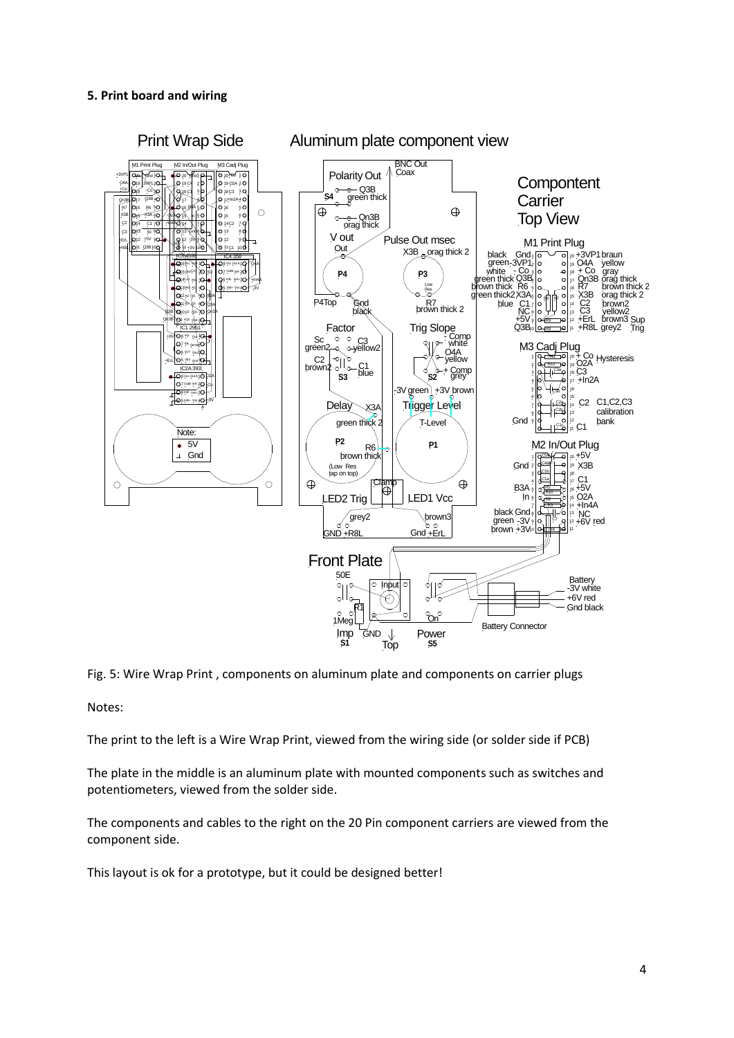**5. Print board and wiring**

Fig. 5: Wire Wrap Print , components on aluminum plate and components on carrier plugs

Notes:

The print to the left is a Wire Wrap Print, viewed from the wiring side (or solder side if PCB)

The plate in the middle is an aluminum plate with mounted components such as switches and potentiometers, viewed from the solder side.

The components and cables to the right on the 20 Pin component carriers are viewed from the component side.

This layout is ok for a prototype, but it could be designed better!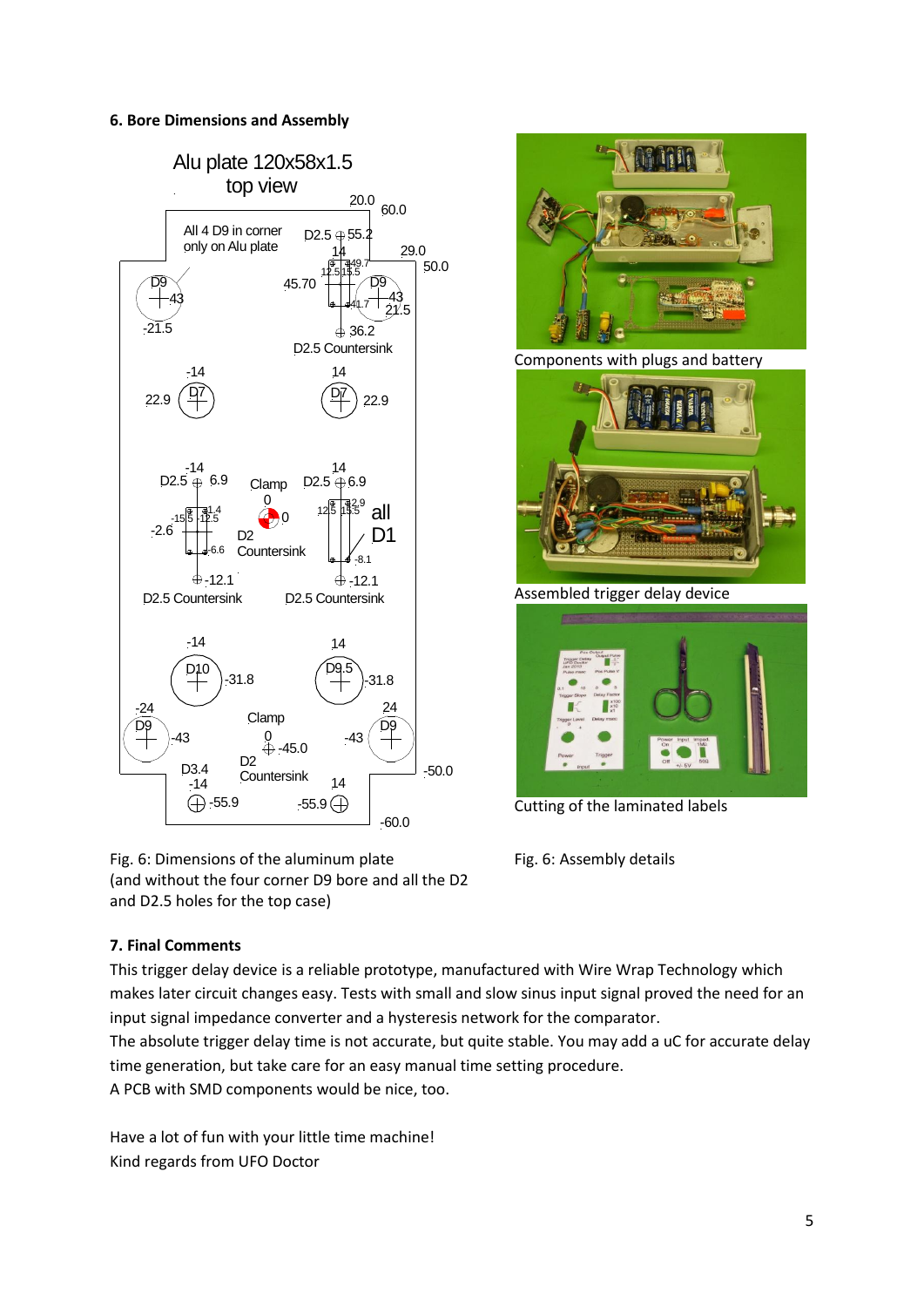### 6. Bore Dimensions and Assembly

Alu plate 120x58x1.5
top view

All 4 D9 in corner only on Alu plate

20.0
60.0
D2.5 55.2
14
29.0
50.0
49.7
12.5 15.5
45.70
D9
-43
D9
43
41.7
21.5
-21.5
36.2
D2.5 Countersink
-14
14
22.9
D7
D7
22.9
-14
14
D2.5 6.9
Clamp
D2.5 6.9
0
1.4
2.9
-15.5 -12.5
12.5 15.5
0
all
-2.6
D2
D1
Countersink
-6.6
-8.1
-12.1
-12.1
D2.5 Countersink
D2.5 Countersink
-14
14
D10
-31.8
D9.5
-31.8
-24
24
Clamp
D9
-43
-43
D9
0
-45.0
D2
-50.0
D3.4
Countersink
-14
14
-55.9
-55.9
-60.0

Fig. 6: Dimensions of the aluminum plate
(and without the four corner D9 bore and all the D2 and D2.5 holes for the top case)

Components with plugs and battery

Assembled trigger delay device

Cutting of the laminated labels

Fig. 6: Assembly details

### 7. Final Comments

This trigger delay device is a reliable prototype, manufactured with Wire Wrap Technology which makes later circuit changes easy. Tests with small and slow sinus input signal proved the need for an input signal impedance converter and a hysteresis network for the comparator.
The absolute trigger delay time is not accurate, but quite stable. You may add a uC for accurate delay time generation, but take care for an easy manual time setting procedure.
A PCB with SMD components would be nice, too.

Have a lot of fun with your little time machine!
Kind regards from UFO Doctor